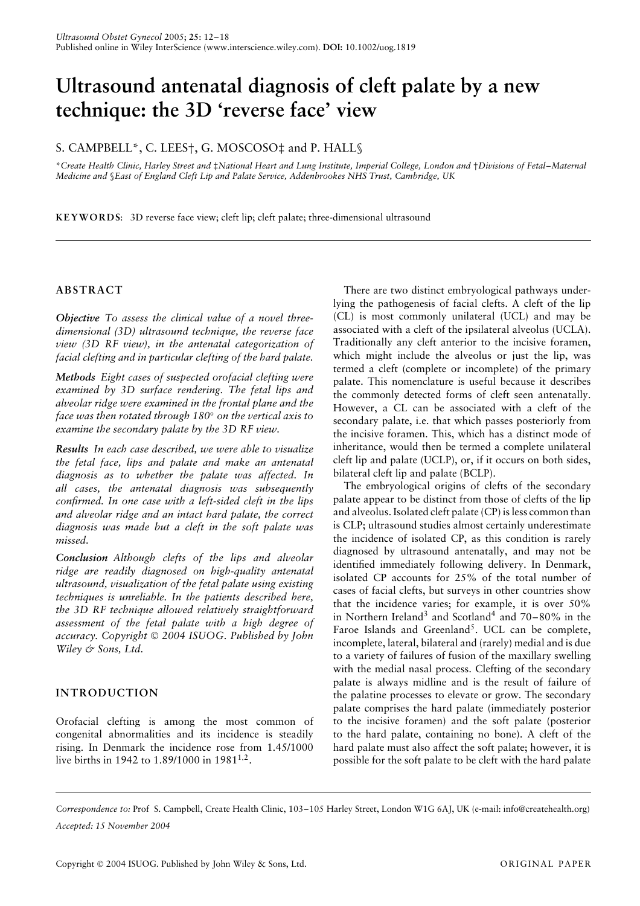# Ultrasound antenatal diagnosis of cleft palate by a new technique: the 3D 'reverse face' view

S. CAMPBELL*, C. LEES†, G. MOSCOSO‡ and P. HALL§

*Create Health Clinic, Harley Street and ‡National Heart and Lung Institute, Imperial College, London and †Divisions of Fetal–Maternal Medicine and §East of England Cleft Lip and Palate Service, Addenbrookes NHS Trust, Cambridge, UK

**KEYWORDS**: 3D reverse face view; cleft lip; cleft palate; three-dimensional ultrasound

## ABSTRACT

***Objective*** *To assess the clinical value of a novel three-dimensional (3D) ultrasound technique, the reverse face view (3D RF view), in the antenatal categorization of facial clefting and in particular clefting of the hard palate.*

***Methods*** *Eight cases of suspected orofacial clefting were examined by 3D surface rendering. The fetal lips and alveolar ridge were examined in the frontal plane and the face was then rotated through 180° on the vertical axis to examine the secondary palate by the 3D RF view.*

***Results*** *In each case described, we were able to visualize the fetal face, lips and palate and make an antenatal diagnosis as to whether the palate was affected. In all cases, the antenatal diagnosis was subsequently confirmed. In one case with a left-sided cleft in the lips and alveolar ridge and an intact hard palate, the correct diagnosis was made but a cleft in the soft palate was missed.*

***Conclusion*** *Although clefts of the lips and alveolar ridge are readily diagnosed on high-quality antenatal ultrasound, visualization of the fetal palate using existing techniques is unreliable. In the patients described here, the 3D RF technique allowed relatively straightforward assessment of the fetal palate with a high degree of accuracy. Copyright © 2004 ISUOG. Published by John Wiley & Sons, Ltd.*

## INTRODUCTION

Orofacial clefting is among the most common of congenital abnormalities and its incidence is steadily rising. In Denmark the incidence rose from 1.45/1000 live births in 1942 to 1.89/1000 in 1981[1,2].

There are two distinct embryological pathways underlying the pathogenesis of facial clefts. A cleft of the lip (CL) is most commonly unilateral (UCL) and may be associated with a cleft of the ipsilateral alveolus (UCLA). Traditionally any cleft anterior to the incisive foramen, which might include the alveolus or just the lip, was termed a cleft (complete or incomplete) of the primary palate. This nomenclature is useful because it describes the commonly detected forms of cleft seen antenatally. However, a CL can be associated with a cleft of the secondary palate, i.e. that which passes posteriorly from the incisive foramen. This, which has a distinct mode of inheritance, would then be termed a complete unilateral cleft lip and palate (UCLP), or, if it occurs on both sides, bilateral cleft lip and palate (BCLP).

The embryological origins of clefts of the secondary palate appear to be distinct from those of clefts of the lip and alveolus. Isolated cleft palate (CP) is less common than is CLP; ultrasound studies almost certainly underestimate the incidence of isolated CP, as this condition is rarely diagnosed by ultrasound antenatally, and may not be identified immediately following delivery. In Denmark, isolated CP accounts for 25% of the total number of cases of facial clefts, but surveys in other countries show that the incidence varies; for example, it is over 50% in Northern Ireland[3] and Scotland[4] and 70–80% in the Faroe Islands and Greenland[5]. UCL can be complete, incomplete, lateral, bilateral and (rarely) medial and is due to a variety of failures of fusion of the maxillary swelling with the medial nasal process. Clefting of the secondary palate is always midline and is the result of failure of the palatine processes to elevate or grow. The secondary palate comprises the hard palate (immediately posterior to the incisive foramen) and the soft palate (posterior to the hard palate, containing no bone). A cleft of the hard palate must also affect the soft palate; however, it is possible for the soft palate to be cleft with the hard palate

*Correspondence to:* Prof S. Campbell, Create Health Clinic, 103–105 Harley Street, London W1G 6AJ, UK (e-mail: info@createhealth.org)

*Accepted: 15 November 2004*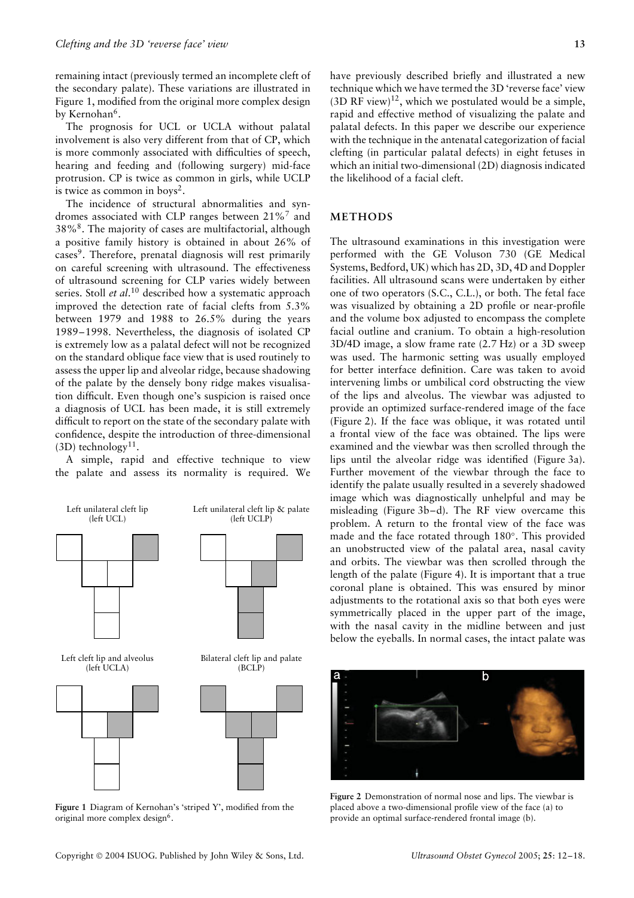remaining intact (previously termed an incomplete cleft of the secondary palate). These variations are illustrated in Figure 1, modified from the original more complex design by Kernohan[6].

The prognosis for UCL or UCLA without palatal involvement is also very different from that of CP, which is more commonly associated with difficulties of speech, hearing and feeding and (following surgery) mid-face protrusion. CP is twice as common in girls, while UCLP is twice as common in boys[2].

The incidence of structural abnormalities and syndromes associated with CLP ranges between 21%[7] and 38%[8]. The majority of cases are multifactorial, although a positive family history is obtained in about 26% of cases[9]. Therefore, prenatal diagnosis will rest primarily on careful screening with ultrasound. The effectiveness of ultrasound screening for CLP varies widely between series. Stoll *et al.*[10] described how a systematic approach improved the detection rate of facial clefts from 5.3% between 1979 and 1988 to 26.5% during the years 1989–1998. Nevertheless, the diagnosis of isolated CP is extremely low as a palatal defect will not be recognized on the standard oblique face view that is used routinely to assess the upper lip and alveolar ridge, because shadowing of the palate by the densely bony ridge makes visualisation difficult. Even though one's suspicion is raised once a diagnosis of UCL has been made, it is still extremely difficult to report on the state of the secondary palate with confidence, despite the introduction of three-dimensional (3D) technology[11].

A simple, rapid and effective technique to view the palate and assess its normality is required. We have previously described briefly and illustrated a new technique which we have termed the 3D 'reverse face' view (3D RF view)[12], which we postulated would be a simple, rapid and effective method of visualizing the palate and palatal defects. In this paper we describe our experience with the technique in the antenatal categorization of facial clefting (in particular palatal defects) in eight fetuses in which an initial two-dimensional (2D) diagnosis indicated the likelihood of a facial cleft.

Left unilateral cleft lip (left UCL) — Left unilateral cleft lip & palate (left UCLP) — Left cleft lip and alveolus (left UCLA) — Bilateral cleft lip and palate (BCLP)

**Figure 1** Diagram of Kernohan's 'striped Y', modified from the original more complex design[6].

## METHODS

The ultrasound examinations in this investigation were performed with the GE Voluson 730 (GE Medical Systems, Bedford, UK) which has 2D, 3D, 4D and Doppler facilities. All ultrasound scans were undertaken by either one of two operators (S.C., C.L.), or both. The fetal face was visualized by obtaining a 2D profile or near-profile and the volume box adjusted to encompass the complete facial outline and cranium. To obtain a high-resolution 3D/4D image, a slow frame rate (2.7 Hz) or a 3D sweep was used. The harmonic setting was usually employed for better interface definition. Care was taken to avoid intervening limbs or umbilical cord obstructing the view of the lips and alveolus. The viewbar was adjusted to provide an optimized surface-rendered image of the face (Figure 2). If the face was oblique, it was rotated until a frontal view of the face was obtained. The lips were examined and the viewbar was then scrolled through the lips until the alveolar ridge was identified (Figure 3a). Further movement of the viewbar through the face to identify the palate usually resulted in a severely shadowed image which was diagnostically unhelpful and may be misleading (Figure 3b–d). The RF view overcame this problem. A return to the frontal view of the face was made and the face rotated through 180°. This provided an unobstructed view of the palatal area, nasal cavity and orbits. The viewbar was then scrolled through the length of the palate (Figure 4). It is important that a true coronal plane is obtained. This was ensured by minor adjustments to the rotational axis so that both eyes were symmetrically placed in the upper part of the image, with the nasal cavity in the midline between and just below the eyeballs. In normal cases, the intact palate was

**Figure 2** Demonstration of normal nose and lips. The viewbar is placed above a two-dimensional profile view of the face (a) to provide an optimal surface-rendered frontal image (b).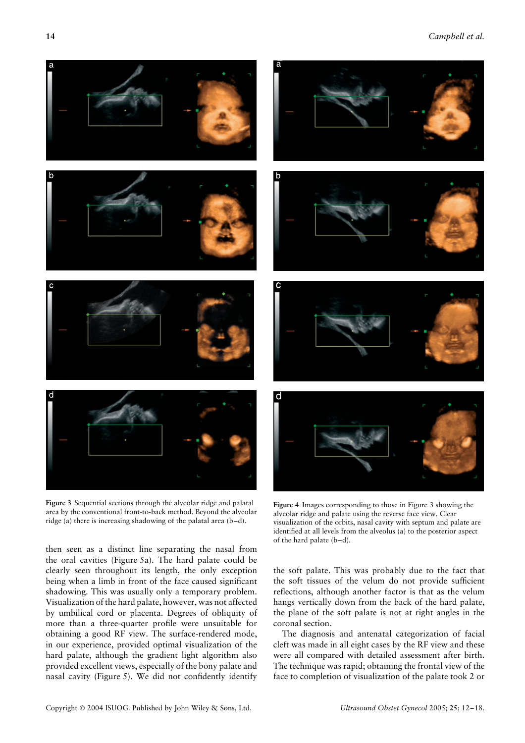Figure 3 Sequential sections through the alveolar ridge and palatal area by the conventional front-to-back method. Beyond the alveolar ridge (a) there is increasing shadowing of the palatal area (b–d).

Figure 4 Images corresponding to those in Figure 3 showing the alveolar ridge and palate using the reverse face view. Clear visualization of the orbits, nasal cavity with septum and palate are identified at all levels from the alveolus (a) to the posterior aspect of the hard palate (b–d).

then seen as a distinct line separating the nasal from the oral cavities (Figure 5a). The hard palate could be clearly seen throughout its length, the only exception being when a limb in front of the face caused significant shadowing. This was usually only a temporary problem. Visualization of the hard palate, however, was not affected by umbilical cord or placenta. Degrees of obliquity of more than a three-quarter profile were unsuitable for obtaining a good RF view. The surface-rendered mode, in our experience, provided optimal visualization of the hard palate, although the gradient light algorithm also provided excellent views, especially of the bony palate and nasal cavity (Figure 5). We did not confidently identify the soft palate. This was probably due to the fact that the soft tissues of the velum do not provide sufficient reflections, although another factor is that as the velum hangs vertically down from the back of the hard palate, the plane of the soft palate is not at right angles in the coronal section.

The diagnosis and antenatal categorization of facial cleft was made in all eight cases by the RF view and these were all compared with detailed assessment after birth. The technique was rapid; obtaining the frontal view of the face to completion of visualization of the palate took 2 or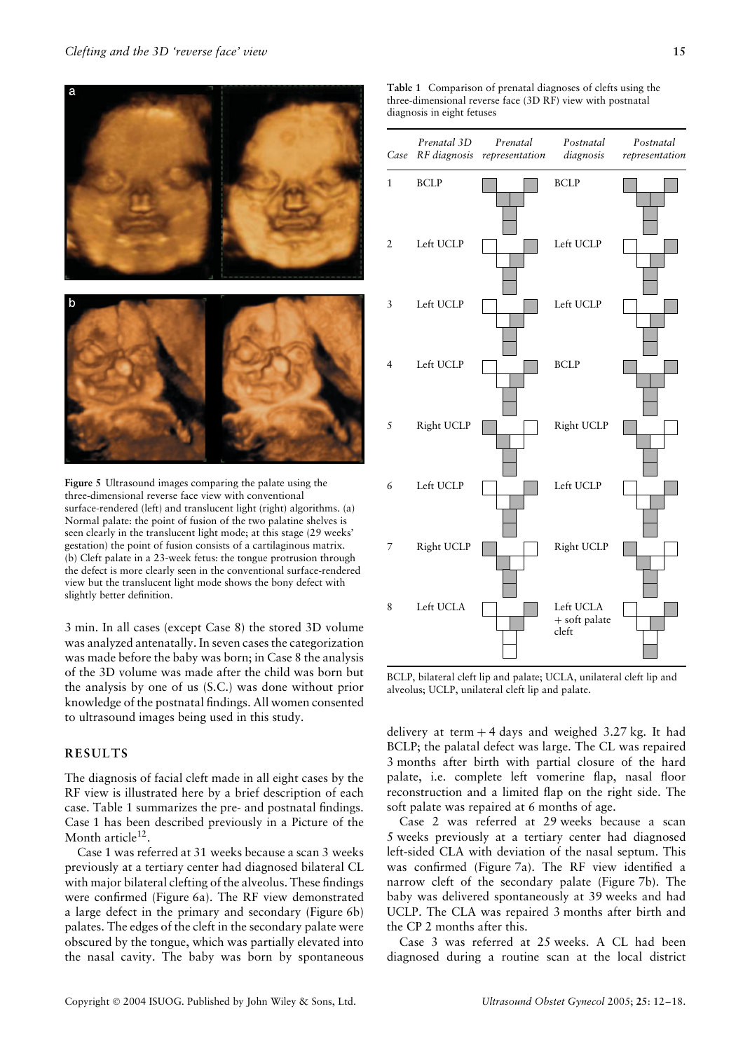Figure 5 Ultrasound images comparing the palate using the three-dimensional reverse face view with conventional surface-rendered (left) and translucent light (right) algorithms. (a) Normal palate: the point of fusion of the two palatine shelves is seen clearly in the translucent light mode; at this stage (29 weeks' gestation) the point of fusion consists of a cartilaginous matrix. (b) Cleft palate in a 23-week fetus: the tongue protrusion through the defect is more clearly seen in the conventional surface-rendered view but the translucent light mode shows the bony defect with slightly better definition.

3 min. In all cases (except Case 8) the stored 3D volume was analyzed antenatally. In seven cases the categorization was made before the baby was born; in Case 8 the analysis of the 3D volume was made after the child was born but the analysis by one of us (S.C.) was done without prior knowledge of the postnatal findings. All women consented to ultrasound images being used in this study.

## RESULTS

The diagnosis of facial cleft made in all eight cases by the RF view is illustrated here by a brief description of each case. Table 1 summarizes the pre- and postnatal findings. Case 1 has been described previously in a Picture of the Month article[12].

Case 1 was referred at 31 weeks because a scan 3 weeks previously at a tertiary center had diagnosed bilateral CL with major bilateral clefting of the alveolus. These findings were confirmed (Figure 6a). The RF view demonstrated a large defect in the primary and secondary (Figure 6b) palates. The edges of the cleft in the secondary palate were obscured by the tongue, which was partially elevated into the nasal cavity. The baby was born by spontaneous delivery at term + 4 days and weighed 3.27 kg. It had BCLP; the palatal defect was large. The CL was repaired 3 months after birth with partial closure of the hard palate, i.e. complete left vomerine flap, nasal floor reconstruction and a limited flap on the right side. The soft palate was repaired at 6 months of age.

Case 2 was referred at 29 weeks because a scan 5 weeks previously at a tertiary center had diagnosed left-sided CLA with deviation of the nasal septum. This was confirmed (Figure 7a). The RF view identified a narrow cleft of the secondary palate (Figure 7b). The baby was delivered spontaneously at 39 weeks and had UCLP. The CLA was repaired 3 months after birth and the CP 2 months after this.

Case 3 was referred at 25 weeks. A CL had been diagnosed during a routine scan at the local district

**Table 1** Comparison of prenatal diagnoses of clefts using the three-dimensional reverse face (3D RF) view with postnatal diagnosis in eight fetuses

| Case | Prenatal 3D RF diagnosis | Prenatal representation | Postnatal diagnosis | Postnatal representation |
|---|---|---|---|---|
| 1 | BCLP | | BCLP | |
| 2 | Left UCLP | | Left UCLP | |
| 3 | Left UCLP | | Left UCLP | |
| 4 | Left UCLP | | BCLP | |
| 5 | Right UCLP | | Right UCLP | |
| 6 | Left UCLP | | Left UCLP | |
| 7 | Right UCLP | | Right UCLP | |
| 8 | Left UCLA | | Left UCLA + soft palate cleft | |

BCLP, bilateral cleft lip and palate; UCLA, unilateral cleft lip and alveolus; UCLP, unilateral cleft lip and palate.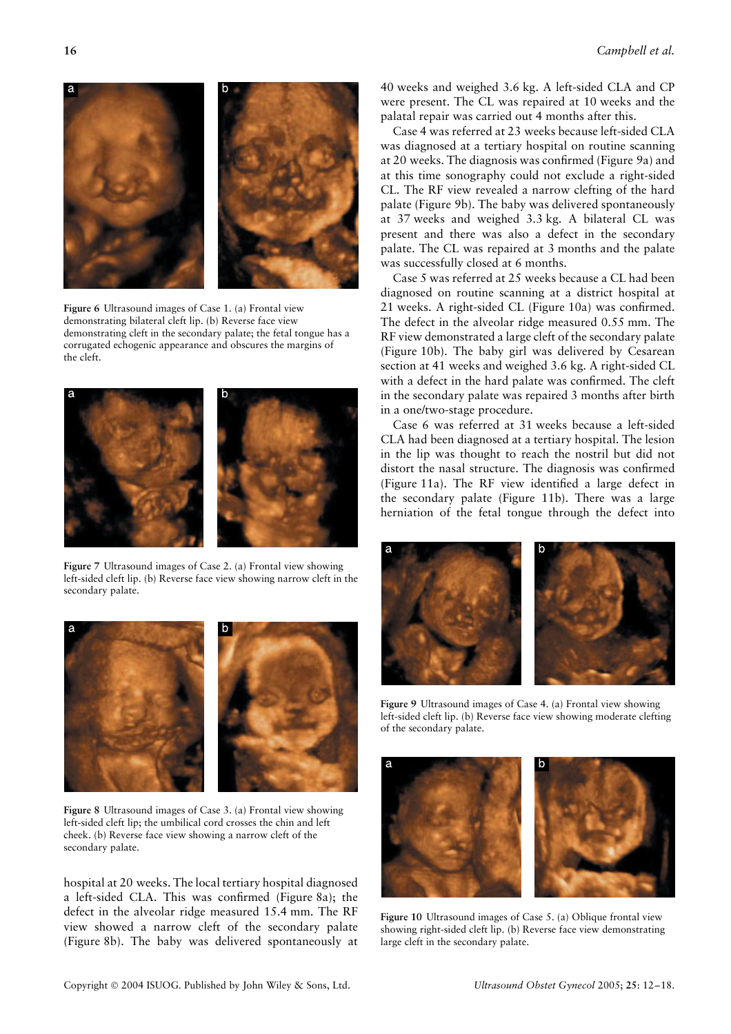Figure 6 Ultrasound images of Case 1. (a) Frontal view demonstrating bilateral cleft lip. (b) Reverse face view demonstrating cleft in the secondary palate; the fetal tongue has a corrugated echogenic appearance and obscures the margins of the cleft.

Figure 7 Ultrasound images of Case 2. (a) Frontal view showing left-sided cleft lip. (b) Reverse face view showing narrow cleft in the secondary palate.

Figure 8 Ultrasound images of Case 3. (a) Frontal view showing left-sided cleft lip; the umbilical cord crosses the chin and left cheek. (b) Reverse face view showing a narrow cleft of the secondary palate.

hospital at 20 weeks. The local tertiary hospital diagnosed a left-sided CLA. This was confirmed (Figure 8a); the defect in the alveolar ridge measured 15.4 mm. The RF view showed a narrow cleft of the secondary palate (Figure 8b). The baby was delivered spontaneously at 40 weeks and weighed 3.6 kg. A left-sided CLA and CP were present. The CL was repaired at 10 weeks and the palatal repair was carried out 4 months after this.

Case 4 was referred at 23 weeks because left-sided CLA was diagnosed at a tertiary hospital on routine scanning at 20 weeks. The diagnosis was confirmed (Figure 9a) and at this time sonography could not exclude a right-sided CL. The RF view revealed a narrow clefting of the hard palate (Figure 9b). The baby was delivered spontaneously at 37 weeks and weighed 3.3 kg. A bilateral CL was present and there was also a defect in the secondary palate. The CL was repaired at 3 months and the palate was successfully closed at 6 months.

Case 5 was referred at 25 weeks because a CL had been diagnosed on routine scanning at a district hospital at 21 weeks. A right-sided CL (Figure 10a) was confirmed. The defect in the alveolar ridge measured 0.55 mm. The RF view demonstrated a large cleft of the secondary palate (Figure 10b). The baby girl was delivered by Cesarean section at 41 weeks and weighed 3.6 kg. A right-sided CL with a defect in the hard palate was confirmed. The cleft in the secondary palate was repaired 3 months after birth in a one/two-stage procedure.

Case 6 was referred at 31 weeks because a left-sided CLA had been diagnosed at a tertiary hospital. The lesion in the lip was thought to reach the nostril but did not distort the nasal structure. The diagnosis was confirmed (Figure 11a). The RF view identified a large defect in the secondary palate (Figure 11b). There was a large herniation of the fetal tongue through the defect into

Figure 9 Ultrasound images of Case 4. (a) Frontal view showing left-sided cleft lip. (b) Reverse face view showing moderate clefting of the secondary palate.

Figure 10 Ultrasound images of Case 5. (a) Oblique frontal view showing right-sided cleft lip. (b) Reverse face view demonstrating large cleft in the secondary palate.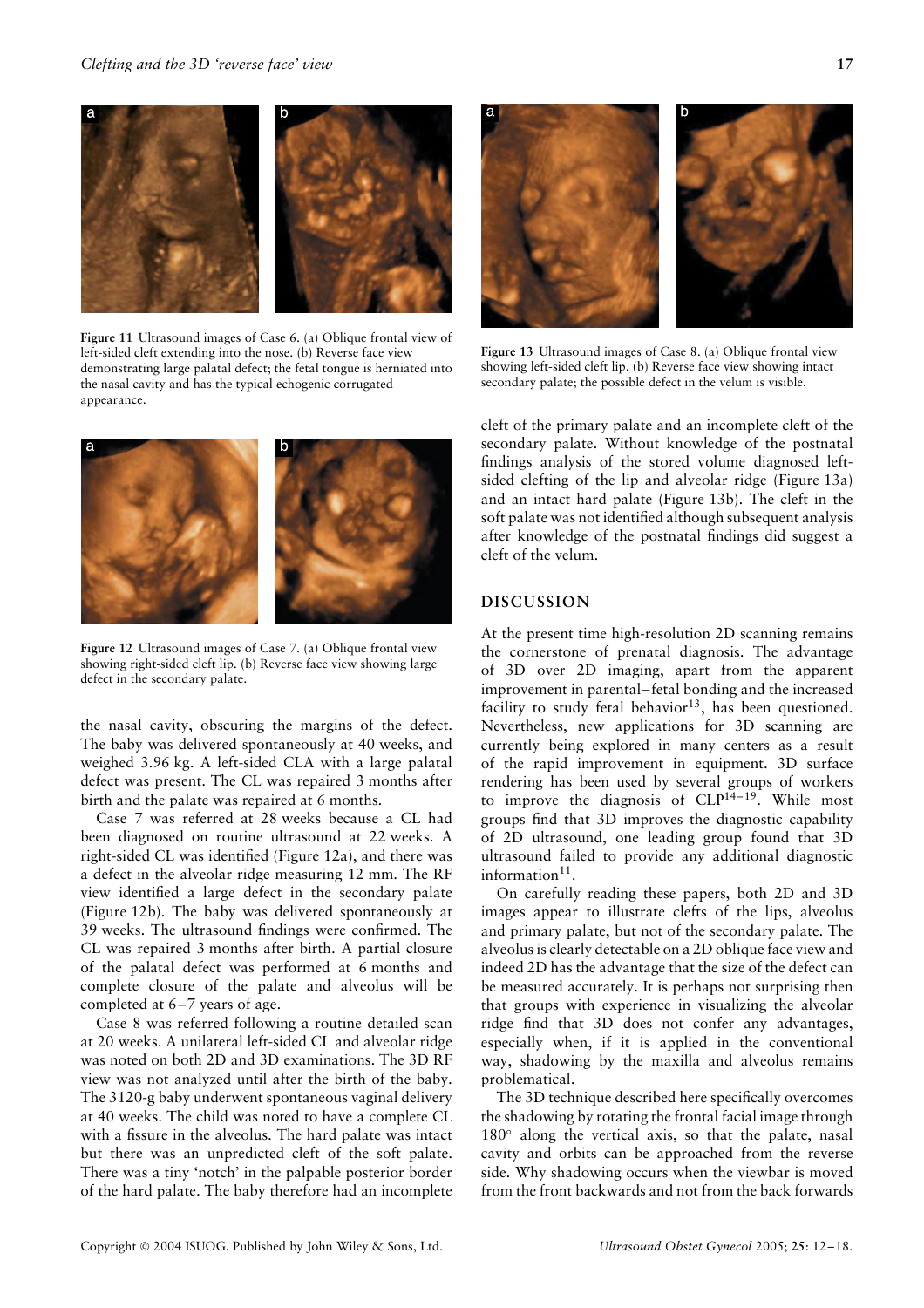Figure 11 Ultrasound images of Case 6. (a) Oblique frontal view of left-sided cleft extending into the nose. (b) Reverse face view demonstrating large palatal defect; the fetal tongue is herniated into the nasal cavity and has the typical echogenic corrugated appearance.

Figure 12 Ultrasound images of Case 7. (a) Oblique frontal view showing right-sided cleft lip. (b) Reverse face view showing large defect in the secondary palate.

the nasal cavity, obscuring the margins of the defect. The baby was delivered spontaneously at 40 weeks, and weighed 3.96 kg. A left-sided CLA with a large palatal defect was present. The CL was repaired 3 months after birth and the palate was repaired at 6 months.

Case 7 was referred at 28 weeks because a CL had been diagnosed on routine ultrasound at 22 weeks. A right-sided CL was identified (Figure 12a), and there was a defect in the alveolar ridge measuring 12 mm. The RF view identified a large defect in the secondary palate (Figure 12b). The baby was delivered spontaneously at 39 weeks. The ultrasound findings were confirmed. The CL was repaired 3 months after birth. A partial closure of the palatal defect was performed at 6 months and complete closure of the palate and alveolus will be completed at 6–7 years of age.

Case 8 was referred following a routine detailed scan at 20 weeks. A unilateral left-sided CL and alveolar ridge was noted on both 2D and 3D examinations. The 3D RF view was not analyzed until after the birth of the baby. The 3120-g baby underwent spontaneous vaginal delivery at 40 weeks. The child was noted to have a complete CL with a fissure in the alveolus. The hard palate was intact but there was an unpredicted cleft of the soft palate. There was a tiny 'notch' in the palpable posterior border of the hard palate. The baby therefore had an incomplete cleft of the primary palate and an incomplete cleft of the secondary palate. Without knowledge of the postnatal findings analysis of the stored volume diagnosed left-sided clefting of the lip and alveolar ridge (Figure 13a) and an intact hard palate (Figure 13b). The cleft in the soft palate was not identified although subsequent analysis after knowledge of the postnatal findings did suggest a cleft of the velum.

Figure 13 Ultrasound images of Case 8. (a) Oblique frontal view showing left-sided cleft lip. (b) Reverse face view showing intact secondary palate; the possible defect in the velum is visible.

## DISCUSSION

At the present time high-resolution 2D scanning remains the cornerstone of prenatal diagnosis. The advantage of 3D over 2D imaging, apart from the apparent improvement in parental–fetal bonding and the increased facility to study fetal behavior[13], has been questioned. Nevertheless, new applications for 3D scanning are currently being explored in many centers as a result of the rapid improvement in equipment. 3D surface rendering has been used by several groups of workers to improve the diagnosis of CLP[14–19]. While most groups find that 3D improves the diagnostic capability of 2D ultrasound, one leading group found that 3D ultrasound failed to provide any additional diagnostic information[11].

On carefully reading these papers, both 2D and 3D images appear to illustrate clefts of the lips, alveolus and primary palate, but not of the secondary palate. The alveolus is clearly detectable on a 2D oblique face view and indeed 2D has the advantage that the size of the defect can be measured accurately. It is perhaps not surprising then that groups with experience in visualizing the alveolar ridge find that 3D does not confer any advantages, especially when, if it is applied in the conventional way, shadowing by the maxilla and alveolus remains problematical.

The 3D technique described here specifically overcomes the shadowing by rotating the frontal facial image through 180° along the vertical axis, so that the palate, nasal cavity and orbits can be approached from the reverse side. Why shadowing occurs when the viewbar is moved from the front backwards and not from the back forwards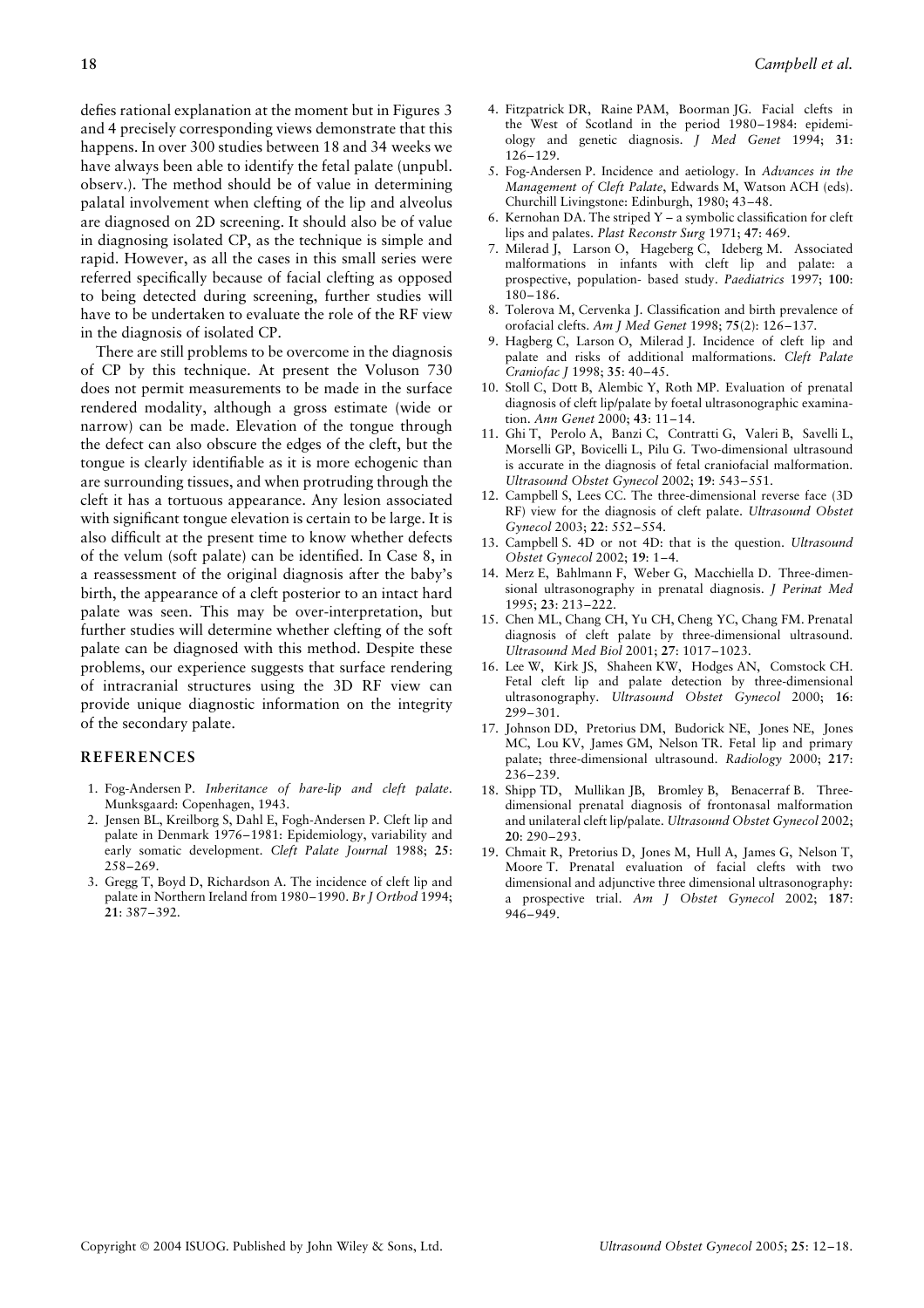defies rational explanation at the moment but in Figures 3 and 4 precisely corresponding views demonstrate that this happens. In over 300 studies between 18 and 34 weeks we have always been able to identify the fetal palate (unpubl. observ.). The method should be of value in determining palatal involvement when clefting of the lip and alveolus are diagnosed on 2D screening. It should also be of value in diagnosing isolated CP, as the technique is simple and rapid. However, as all the cases in this small series were referred specifically because of facial clefting as opposed to being detected during screening, further studies will have to be undertaken to evaluate the role of the RF view in the diagnosis of isolated CP.

There are still problems to be overcome in the diagnosis of CP by this technique. At present the Voluson 730 does not permit measurements to be made in the surface rendered modality, although a gross estimate (wide or narrow) can be made. Elevation of the tongue through the defect can also obscure the edges of the cleft, but the tongue is clearly identifiable as it is more echogenic than are surrounding tissues, and when protruding through the cleft it has a tortuous appearance. Any lesion associated with significant tongue elevation is certain to be large. It is also difficult at the present time to know whether defects of the velum (soft palate) can be identified. In Case 8, in a reassessment of the original diagnosis after the baby's birth, the appearance of a cleft posterior to an intact hard palate was seen. This may be over-interpretation, but further studies will determine whether clefting of the soft palate can be diagnosed with this method. Despite these problems, our experience suggests that surface rendering of intracranial structures using the 3D RF view can provide unique diagnostic information on the integrity of the secondary palate.

## REFERENCES

1. Fog-Andersen P. *Inheritance of hare-lip and cleft palate*. Munksgaard: Copenhagen, 1943.
2. Jensen BL, Kreilborg S, Dahl E, Fogh-Andersen P. Cleft lip and palate in Denmark 1976–1981: Epidemiology, variability and early somatic development. *Cleft Palate Journal* 1988; **25**: 258–269.
3. Gregg T, Boyd D, Richardson A. The incidence of cleft lip and palate in Northern Ireland from 1980–1990. *Br J Orthod* 1994; **21**: 387–392.
4. Fitzpatrick DR, Raine PAM, Boorman JG. Facial clefts in the West of Scotland in the period 1980–1984: epidemiology and genetic diagnosis. *J Med Genet* 1994; **31**: 126–129.
5. Fog-Andersen P. Incidence and aetiology. In *Advances in the Management of Cleft Palate*, Edwards M, Watson ACH (eds). Churchill Livingstone: Edinburgh, 1980; 43–48.
6. Kernohan DA. The striped Y – a symbolic classification for cleft lips and palates. *Plast Reconstr Surg* 1971; **47**: 469.
7. Milerad J, Larson O, Hageberg C, Ideberg M. Associated malformations in infants with cleft lip and palate: a prospective, population- based study. *Paediatrics* 1997; **100**: 180–186.
8. Tolerova M, Cervenka J. Classification and birth prevalence of orofacial clefts. *Am J Med Genet* 1998; **75**(2): 126–137.
9. Hagberg C, Larson O, Milerad J. Incidence of cleft lip and palate and risks of additional malformations. *Cleft Palate Craniofac J* 1998; **35**: 40–45.
10. Stoll C, Dott B, Alembic Y, Roth MP. Evaluation of prenatal diagnosis of cleft lip/palate by foetal ultrasonographic examination. *Ann Genet* 2000; **43**: 11–14.
11. Ghi T, Perolo A, Banzi C, Contratti G, Valeri B, Savelli L, Morselli GP, Bovicelli L, Pilu G. Two-dimensional ultrasound is accurate in the diagnosis of fetal craniofacial malformation. *Ultrasound Obstet Gynecol* 2002; **19**: 543–551.
12. Campbell S, Lees CC. The three-dimensional reverse face (3D RF) view for the diagnosis of cleft palate. *Ultrasound Obstet Gynecol* 2003; **22**: 552–554.
13. Campbell S. 4D or not 4D: that is the question. *Ultrasound Obstet Gynecol* 2002; **19**: 1–4.
14. Merz E, Bahlmann F, Weber G, Macchiella D. Three-dimensional ultrasonography in prenatal diagnosis. *J Perinat Med* 1995; **23**: 213–222.
15. Chen ML, Chang CH, Yu CH, Cheng YC, Chang FM. Prenatal diagnosis of cleft palate by three-dimensional ultrasound. *Ultrasound Med Biol* 2001; **27**: 1017–1023.
16. Lee W, Kirk JS, Shaheen KW, Hodges AN, Comstock CH. Fetal cleft lip and palate detection by three-dimensional ultrasonography. *Ultrasound Obstet Gynecol* 2000; **16**: 299–301.
17. Johnson DD, Pretorius DM, Budorick NE, Jones NE, Jones MC, Lou KV, James GM, Nelson TR. Fetal lip and primary palate; three-dimensional ultrasound. *Radiology* 2000; **217**: 236–239.
18. Shipp TD, Mullikan JB, Bromley B, Benacerraf B. Three-dimensional prenatal diagnosis of frontonasal malformation and unilateral cleft lip/palate. *Ultrasound Obstet Gynecol* 2002; **20**: 290–293.
19. Chmait R, Pretorius D, Jones M, Hull A, James G, Nelson T, Moore T. Prenatal evaluation of facial clefts with two dimensional and adjunctive three dimensional ultrasonography: a prospective trial. *Am J Obstet Gynecol* 2002; **187**: 946–949.

Copyright © 2004 ISUOG. Published by John Wiley & Sons, Ltd.